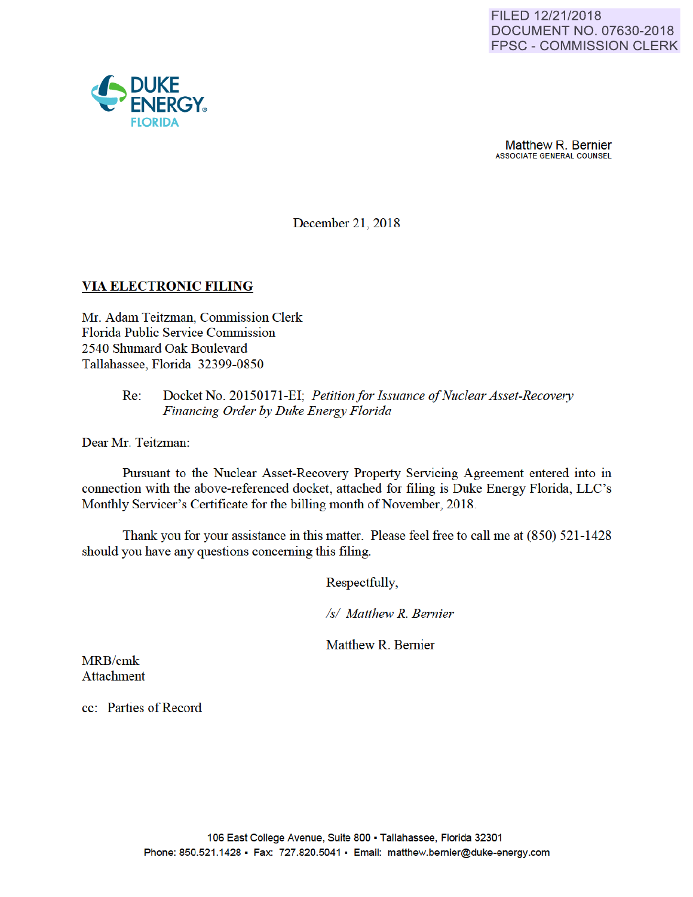FILED 12/21/2018
DOCUMENT NO. 07630-2018
FPSC - COMMISSION CLERK

DUKE ENERGY
FLORIDA

Matthew R. Bernier
ASSOCIATE GENERAL COUNSEL

December 21, 2018

**VIA ELECTRONIC FILING**

Mr. Adam Teitzman, Commission Clerk
Florida Public Service Commission
2540 Shumard Oak Boulevard
Tallahassee, Florida 32399-0850

Re: Docket No. 20150171-EI; *Petition for Issuance of Nuclear Asset-Recovery Financing Order by Duke Energy Florida*

Dear Mr. Teitzman:

Pursuant to the Nuclear Asset-Recovery Property Servicing Agreement entered into in connection with the above-referenced docket, attached for filing is Duke Energy Florida, LLC's Monthly Servicer's Certificate for the billing month of November, 2018.

Thank you for your assistance in this matter. Please feel free to call me at (850) 521-1428 should you have any questions concerning this filing.

Respectfully,

*/s/ Matthew R. Bernier*

Matthew R. Bernier

MRB/cmk
Attachment

cc: Parties of Record

106 East College Avenue, Suite 800 ▪ Tallahassee, Florida 32301
Phone: 850.521.1428 ▪ Fax: 727.820.5041 ▪ Email: matthew.bernier@duke-energy.com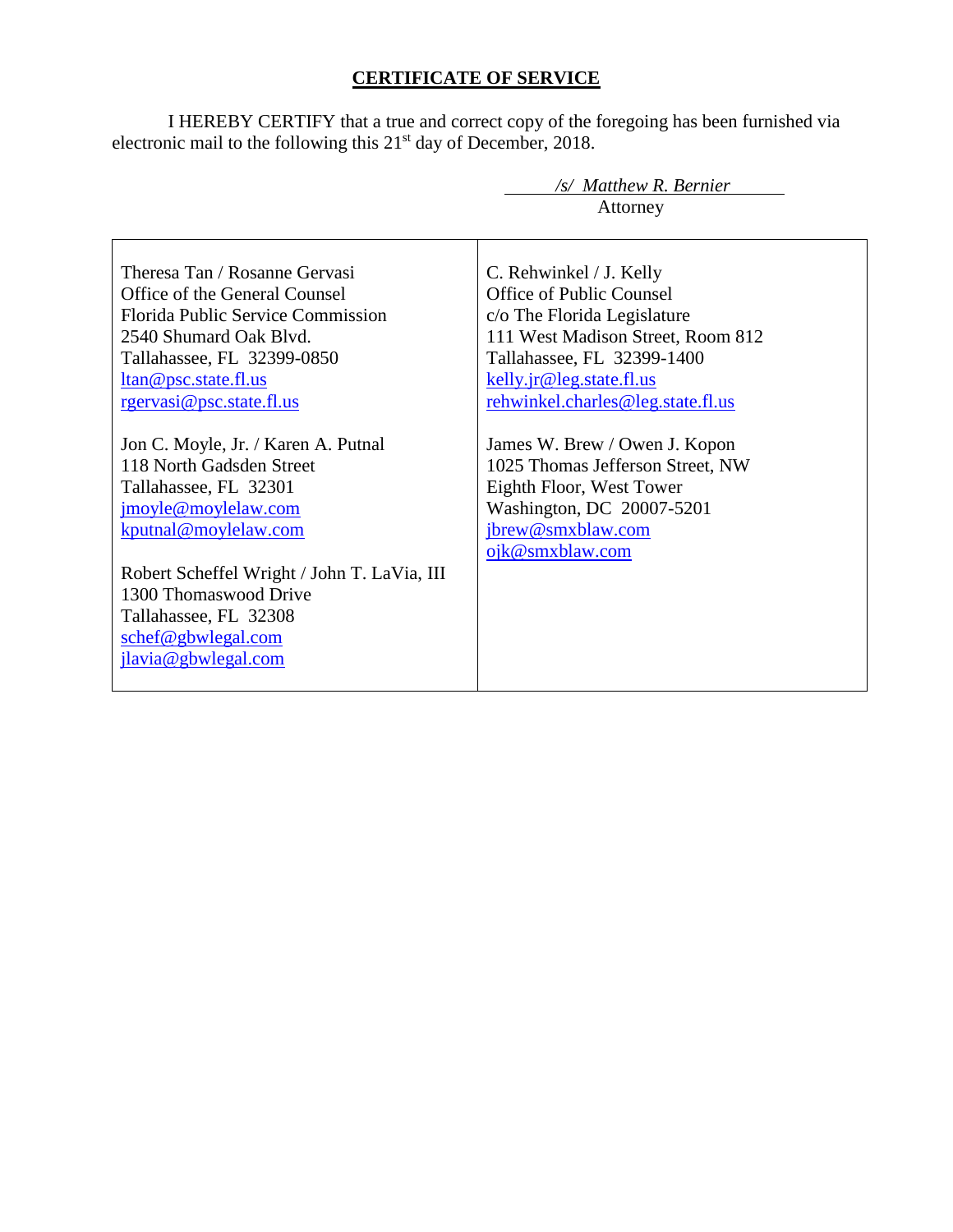**CERTIFICATE OF SERVICE**

I HEREBY CERTIFY that a true and correct copy of the foregoing has been furnished via electronic mail to the following this 21st day of December, 2018.

*/s/ Matthew R. Bernier*
Attorney

| | |
|---|---|
| Theresa Tan / Rosanne Gervasi<br>Office of the General Counsel<br>Florida Public Service Commission<br>2540 Shumard Oak Blvd.<br>Tallahassee, FL 32399-0850<br>ltan@psc.state.fl.us<br>rgervasi@psc.state.fl.us<br><br>Jon C. Moyle, Jr. / Karen A. Putnal<br>118 North Gadsden Street<br>Tallahassee, FL 32301<br>jmoyle@moylelaw.com<br>kputnal@moylelaw.com<br><br>Robert Scheffel Wright / John T. LaVia, III<br>1300 Thomaswood Drive<br>Tallahassee, FL 32308<br>schef@gbwlegal.com<br>jlavia@gbwlegal.com | C. Rehwinkel / J. Kelly<br>Office of Public Counsel<br>c/o The Florida Legislature<br>111 West Madison Street, Room 812<br>Tallahassee, FL 32399-1400<br>kelly.jr@leg.state.fl.us<br>rehwinkel.charles@leg.state.fl.us<br><br>James W. Brew / Owen J. Kopon<br>1025 Thomas Jefferson Street, NW<br>Eighth Floor, West Tower<br>Washington, DC 20007-5201<br>jbrew@smxblaw.com<br>ojk@smxblaw.com |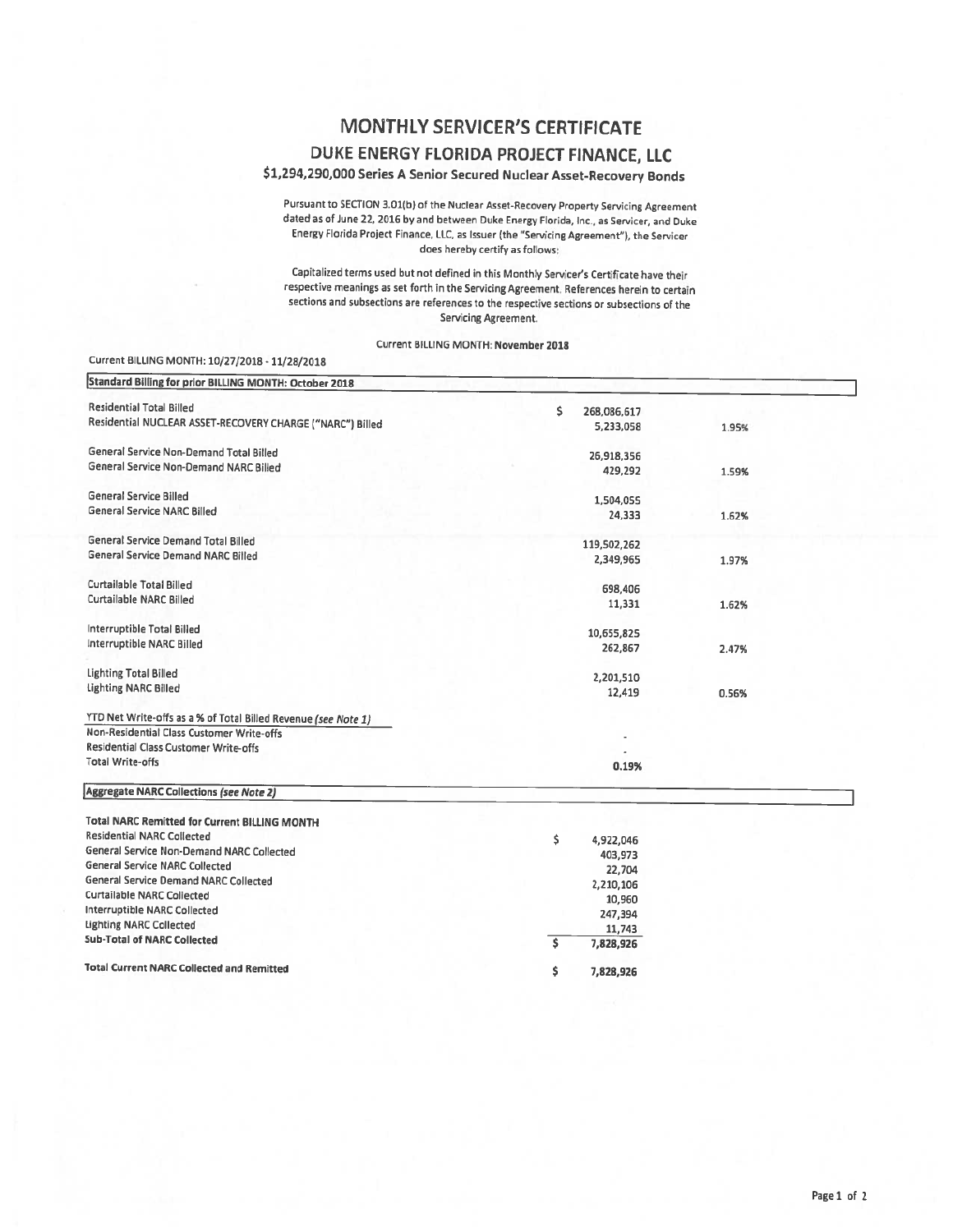# MONTHLY SERVICER'S CERTIFICATE

## DUKE ENERGY FLORIDA PROJECT FINANCE, LLC

### $1,294,290,000 Series A Senior Secured Nuclear Asset-Recovery Bonds

Pursuant to SECTION 3.01(b) of the Nuclear Asset-Recovery Property Servicing Agreement dated as of June 22, 2016 by and between Duke Energy Florida, Inc., as Servicer, and Duke Energy Florida Project Finance, LLC, as Issuer (the "Servicing Agreement"), the Servicer does hereby certify as follows:

Capitalized terms used but not defined in this Monthly Servicer's Certificate have their respective meanings as set forth in the Servicing Agreement. References herein to certain sections and subsections are references to the respective sections or subsections of the Servicing Agreement.

Current BILLING MONTH: **November 2018**

Current BILLING MONTH: 10/27/2018 - 11/28/2018

| Standard Billing for prior BILLING MONTH: October 2018 | | |
|---|---|---|
| Residential Total Billed | $ 268,086,617 | |
| Residential NUCLEAR ASSET-RECOVERY CHARGE ("NARC") Billed | 5,233,058 | 1.95% |
| General Service Non-Demand Total Billed | 26,918,356 | |
| General Service Non-Demand NARC Billed | 429,292 | 1.59% |
| General Service Billed | 1,504,055 | |
| General Service NARC Billed | 24,333 | 1.62% |
| General Service Demand Total Billed | 119,502,262 | |
| General Service Demand NARC Billed | 2,349,965 | 1.97% |
| Curtailable Total Billed | 698,406 | |
| Curtailable NARC Billed | 11,331 | 1.62% |
| Interruptible Total Billed | 10,655,825 | |
| Interruptible NARC Billed | 262,867 | 2.47% |
| Lighting Total Billed | 2,201,510 | |
| Lighting NARC Billed | 12,419 | 0.56% |
| YTD Net Write-offs as a % of Total Billed Revenue *(see Note 1)* | | |
| Non-Residential Class Customer Write-offs | - | |
| Residential Class Customer Write-offs | - | |
| Total Write-offs | **0.19%** | |

| Aggregate NARC Collections *(see Note 2)* | |
|---|---|
| **Total NARC Remitted for Current BILLING MONTH** | |
| Residential NARC Collected | $ 4,922,046 |
| General Service Non-Demand NARC Collected | 403,973 |
| General Service NARC Collected | 22,704 |
| General Service Demand NARC Collected | 2,210,106 |
| Curtailable NARC Collected | 10,960 |
| Interruptible NARC Collected | 247,394 |
| Lighting NARC Collected | 11,743 |
| **Sub-Total of NARC Collected** | $ 7,828,926 |
| **Total Current NARC Collected and Remitted** | $ 7,828,926 |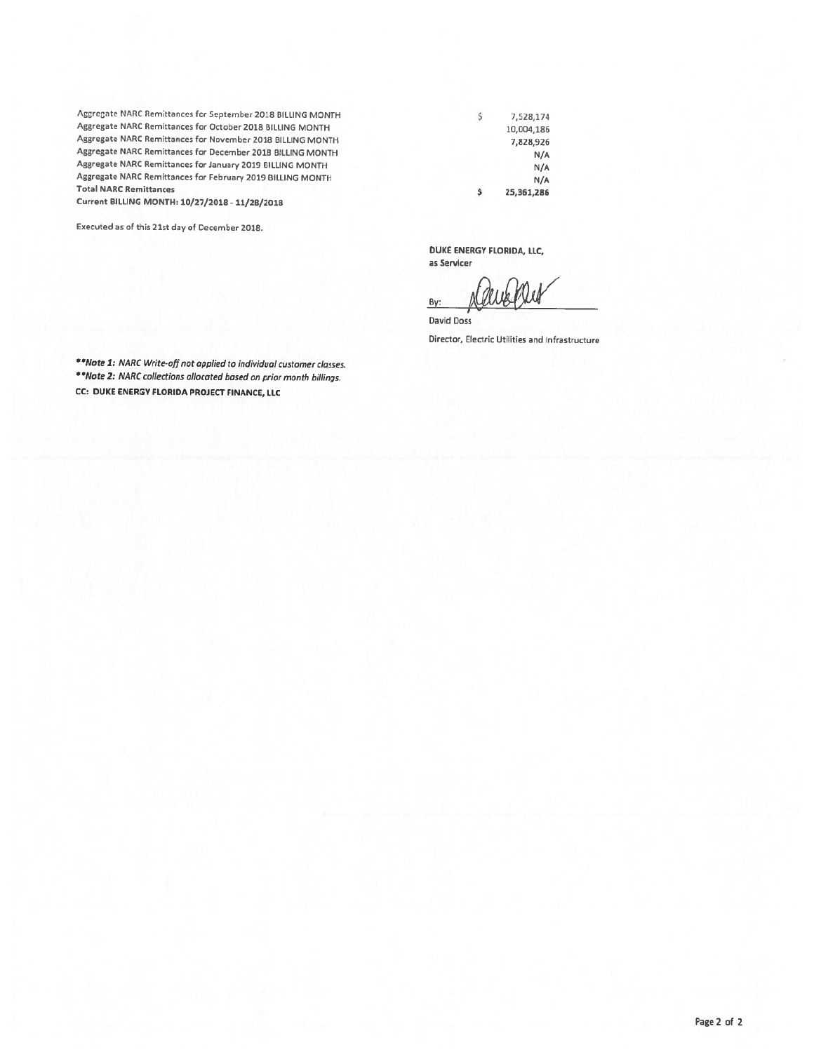| | |
|---|---|
| Aggregate NARC Remittances for September 2018 BILLING MONTH | $ 7,528,174 |
| Aggregate NARC Remittances for October 2018 BILLING MONTH | 10,004,186 |
| Aggregate NARC Remittances for November 2018 BILLING MONTH | 7,828,926 |
| Aggregate NARC Remittances for December 2018 BILLING MONTH | N/A |
| Aggregate NARC Remittances for January 2019 BILLING MONTH | N/A |
| Aggregate NARC Remittances for February 2019 BILLING MONTH | N/A |
| **Total NARC Remittances** | **$ 25,361,286** |
| **Current BILLING MONTH: 10/27/2018 - 11/28/2018** | |

Executed as of this 21st day of December 2018.

**DUKE ENERGY FLORIDA, LLC,**
**as Servicer**

By: ______________________

David Doss

Director, Electric Utilities and Infrastructure

***\*\*Note 1:** NARC Write-off not applied to individual customer classes.*

***\*\*Note 2:** NARC collections allocated based on prior month billings.*

**CC: DUKE ENERGY FLORIDA PROJECT FINANCE, LLC**